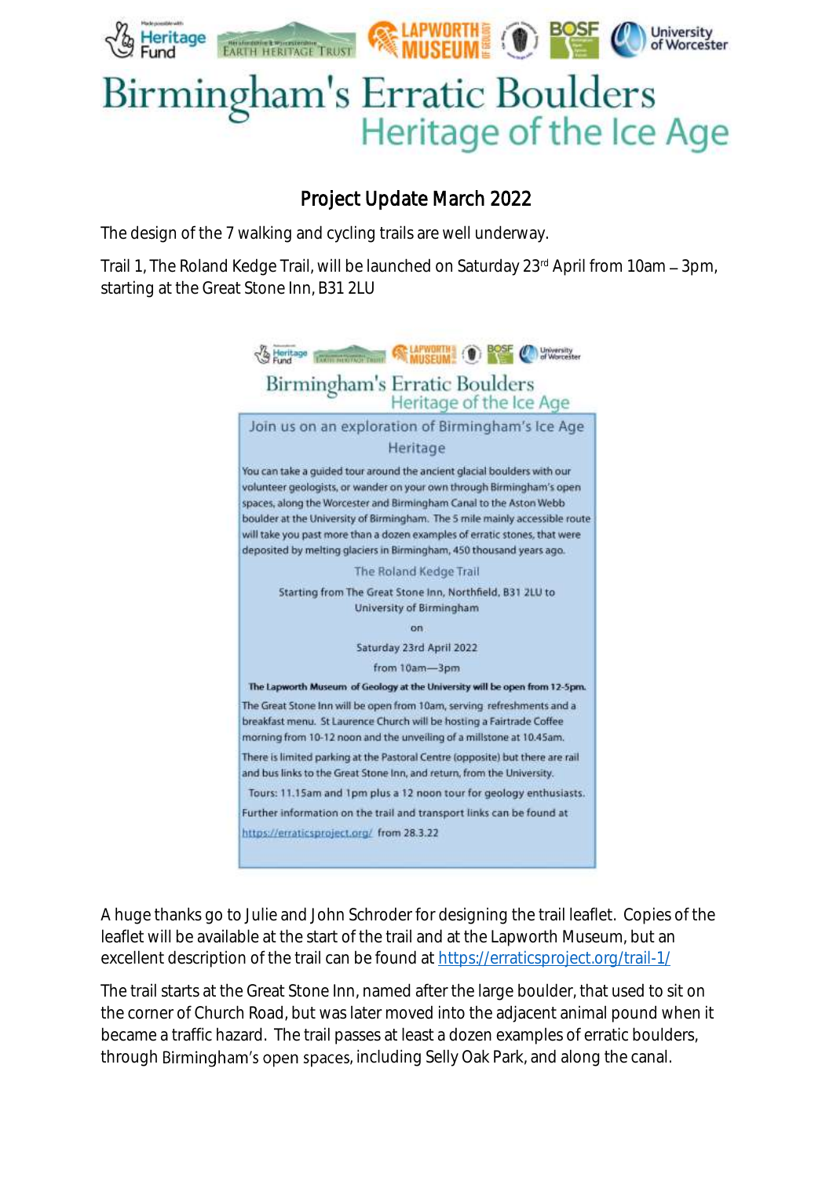# Birmingham's Erratic Boulders
## Heritage of the Ice Age

### Project Update March 2022

The design of the 7 walking and cycling trails are well underway.

Trail 1, The Roland Kedge Trail, will be launched on Saturday 23rd April from 10am – 3pm, starting at the Great Stone Inn, B31 2LU

Birmingham's Erratic Boulders
Heritage of the Ice Age

Join us on an exploration of Birmingham's Ice Age Heritage

You can take a guided tour around the ancient glacial boulders with our volunteer geologists, or wander on your own through Birmingham's open spaces, along the Worcester and Birmingham Canal to the Aston Webb boulder at the University of Birmingham. The 5 mile mainly accessible route will take you past more than a dozen examples of erratic stones, that were deposited by melting glaciers in Birmingham, 450 thousand years ago.

The Roland Kedge Trail

Starting from The Great Stone Inn, Northfield, B31 2LU to University of Birmingham

on

Saturday 23rd April 2022

from 10am—3pm

**The Lapworth Museum of Geology at the University will be open from 12-5pm.**

The Great Stone Inn will be open from 10am, serving refreshments and a breakfast menu. St Laurence Church will be hosting a Fairtrade Coffee morning from 10-12 noon and the unveiling of a millstone at 10.45am.

There is limited parking at the Pastoral Centre (opposite) but there are rail and bus links to the Great Stone Inn, and return, from the University.

Tours: 11.15am and 1pm plus a 12 noon tour for geology enthusiasts.

Further information on the trail and transport links can be found at https://erraticsproject.org/ from 28.3.22

A huge thanks go to Julie and John Schroder for designing the trail leaflet. Copies of the leaflet will be available at the start of the trail and at the Lapworth Museum, but an excellent description of the trail can be found at https://erraticsproject.org/trail-1/

The trail starts at the Great Stone Inn, named after the large boulder, that used to sit on the corner of Church Road, but was later moved into the adjacent animal pound when it became a traffic hazard. The trail passes at least a dozen examples of erratic boulders, through Birmingham's open spaces, including Selly Oak Park, and along the canal.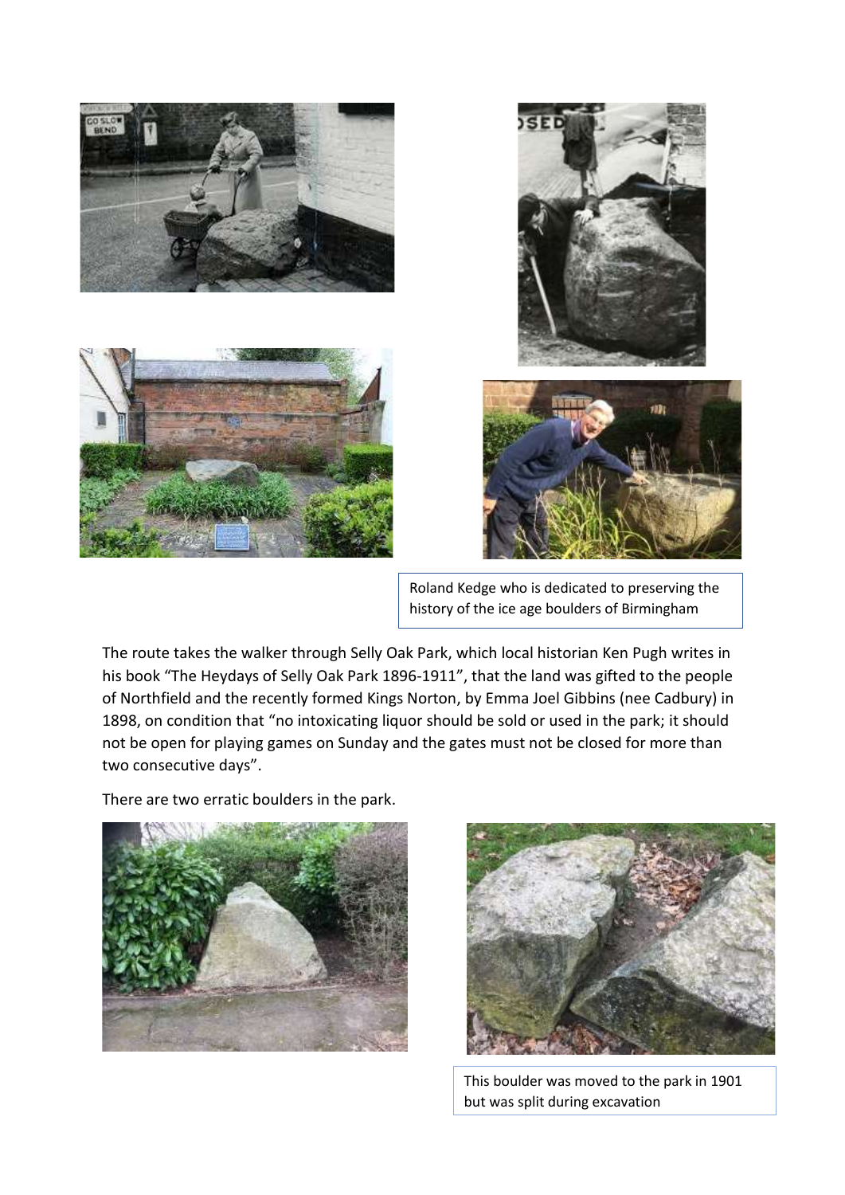Roland Kedge who is dedicated to preserving the history of the ice age boulders of Birmingham

The route takes the walker through Selly Oak Park, which local historian Ken Pugh writes in his book "The Heydays of Selly Oak Park 1896-1911", that the land was gifted to the people of Northfield and the recently formed Kings Norton, by Emma Joel Gibbins (nee Cadbury) in 1898, on condition that "no intoxicating liquor should be sold or used in the park; it should not be open for playing games on Sunday and the gates must not be closed for more than two consecutive days".

There are two erratic boulders in the park.

This boulder was moved to the park in 1901 but was split during excavation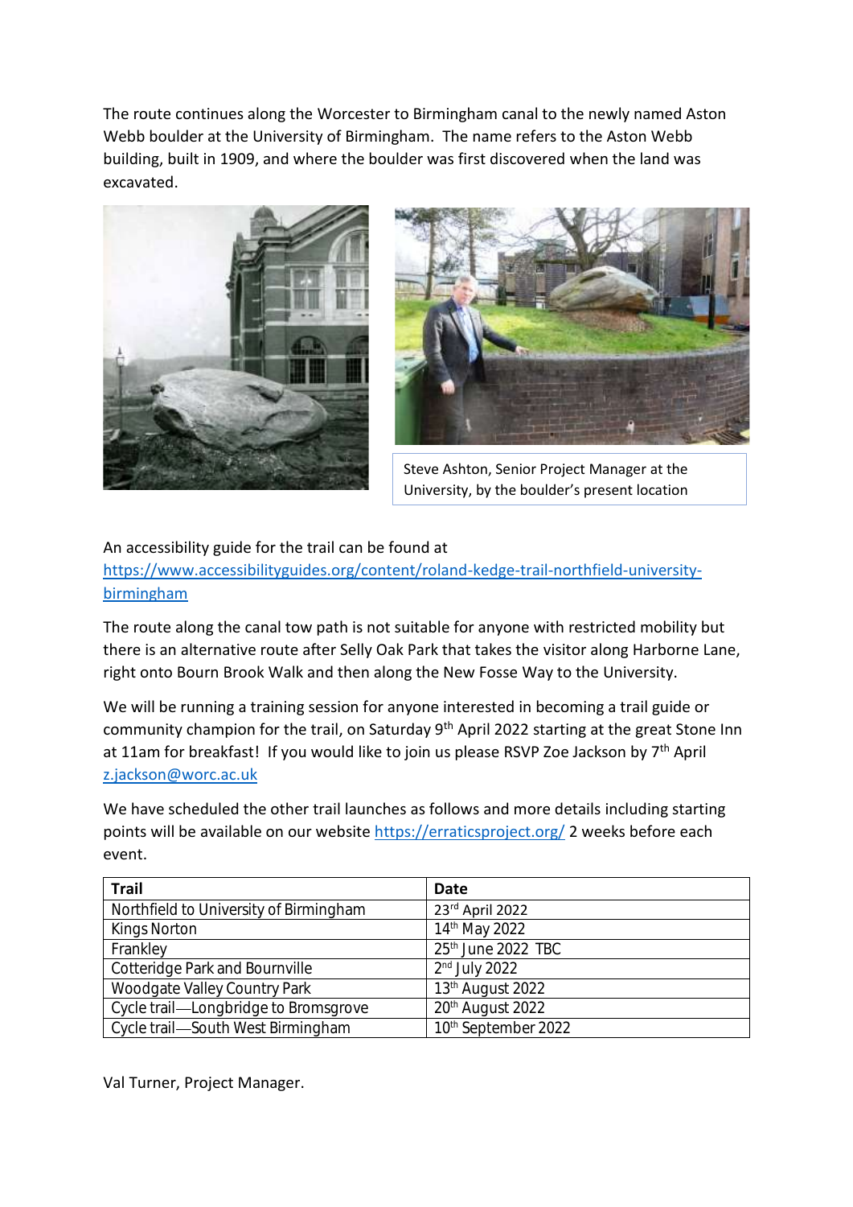The route continues along the Worcester to Birmingham canal to the newly named Aston Webb boulder at the University of Birmingham. The name refers to the Aston Webb building, built in 1909, and where the boulder was first discovered when the land was excavated.

Steve Ashton, Senior Project Manager at the University, by the boulder's present location

An accessibility guide for the trail can be found at https://www.accessibilityguides.org/content/roland-kedge-trail-northfield-university-birmingham

The route along the canal tow path is not suitable for anyone with restricted mobility but there is an alternative route after Selly Oak Park that takes the visitor along Harborne Lane, right onto Bourn Brook Walk and then along the New Fosse Way to the University.

We will be running a training session for anyone interested in becoming a trail guide or community champion for the trail, on Saturday 9th April 2022 starting at the great Stone Inn at 11am for breakfast! If you would like to join us please RSVP Zoe Jackson by 7th April z.jackson@worc.ac.uk

We have scheduled the other trail launches as follows and more details including starting points will be available on our website https://erraticsproject.org/ 2 weeks before each event.

| Trail | Date |
|---|---|
| Northfield to University of Birmingham | 23rd April 2022 |
| Kings Norton | 14th May 2022 |
| Frankley | 25th June 2022 TBC |
| Cotteridge Park and Bournville | 2nd July 2022 |
| Woodgate Valley Country Park | 13th August 2022 |
| Cycle trail—Longbridge to Bromsgrove | 20th August 2022 |
| Cycle trail—South West Birmingham | 10th September 2022 |

Val Turner, Project Manager.